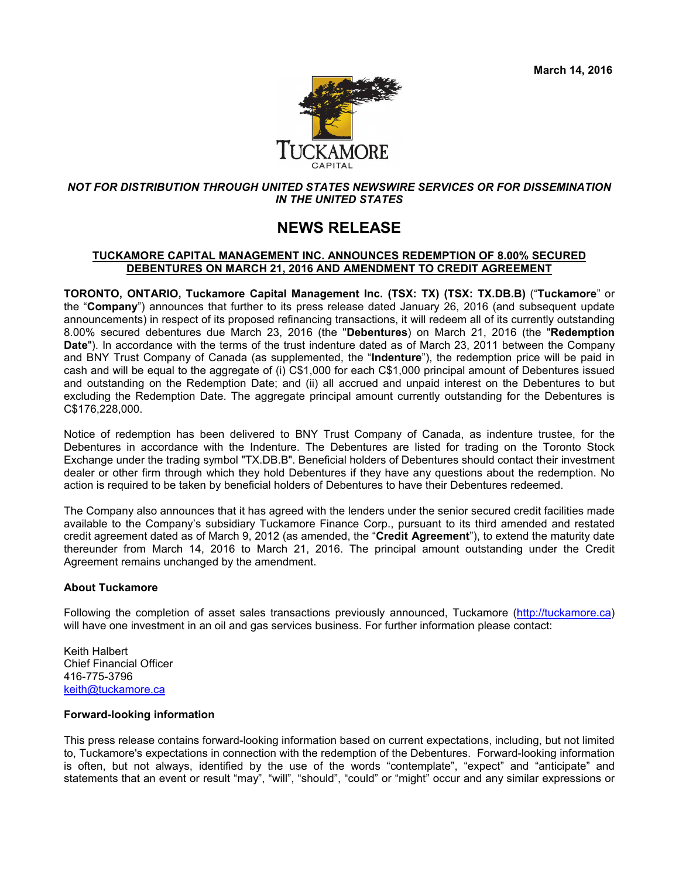March 14, 2016

TUCKAMORE
CAPITAL

***NOT FOR DISTRIBUTION THROUGH UNITED STATES NEWSWIRE SERVICES OR FOR DISSEMINATION IN THE UNITED STATES***

# NEWS RELEASE

## TUCKAMORE CAPITAL MANAGEMENT INC. ANNOUNCES REDEMPTION OF 8.00% SECURED DEBENTURES ON MARCH 21, 2016 AND AMENDMENT TO CREDIT AGREEMENT

**TORONTO, ONTARIO, Tuckamore Capital Management Inc. (TSX: TX) (TSX: TX.DB.B)** ("**Tuckamore**" or the "**Company**") announces that further to its press release dated January 26, 2016 (and subsequent update announcements) in respect of its proposed refinancing transactions, it will redeem all of its currently outstanding 8.00% secured debentures due March 23, 2016 (the "**Debentures**) on March 21, 2016 (the "**Redemption Date**"). In accordance with the terms of the trust indenture dated as of March 23, 2011 between the Company and BNY Trust Company of Canada (as supplemented, the "**Indenture**"), the redemption price will be paid in cash and will be equal to the aggregate of (i) C$1,000 for each C$1,000 principal amount of Debentures issued and outstanding on the Redemption Date; and (ii) all accrued and unpaid interest on the Debentures to but excluding the Redemption Date. The aggregate principal amount currently outstanding for the Debentures is C$176,228,000.

Notice of redemption has been delivered to BNY Trust Company of Canada, as indenture trustee, for the Debentures in accordance with the Indenture. The Debentures are listed for trading on the Toronto Stock Exchange under the trading symbol "TX.DB.B". Beneficial holders of Debentures should contact their investment dealer or other firm through which they hold Debentures if they have any questions about the redemption. No action is required to be taken by beneficial holders of Debentures to have their Debentures redeemed.

The Company also announces that it has agreed with the lenders under the senior secured credit facilities made available to the Company's subsidiary Tuckamore Finance Corp., pursuant to its third amended and restated credit agreement dated as of March 9, 2012 (as amended, the "**Credit Agreement**"), to extend the maturity date thereunder from March 14, 2016 to March 21, 2016. The principal amount outstanding under the Credit Agreement remains unchanged by the amendment.

### About Tuckamore

Following the completion of asset sales transactions previously announced, Tuckamore (http://tuckamore.ca) will have one investment in an oil and gas services business. For further information please contact:

Keith Halbert
Chief Financial Officer
416-775-3796
keith@tuckamore.ca

### Forward-looking information

This press release contains forward-looking information based on current expectations, including, but not limited to, Tuckamore's expectations in connection with the redemption of the Debentures. Forward-looking information is often, but not always, identified by the use of the words "contemplate", "expect" and "anticipate" and statements that an event or result "may", "will", "should", "could" or "might" occur and any similar expressions or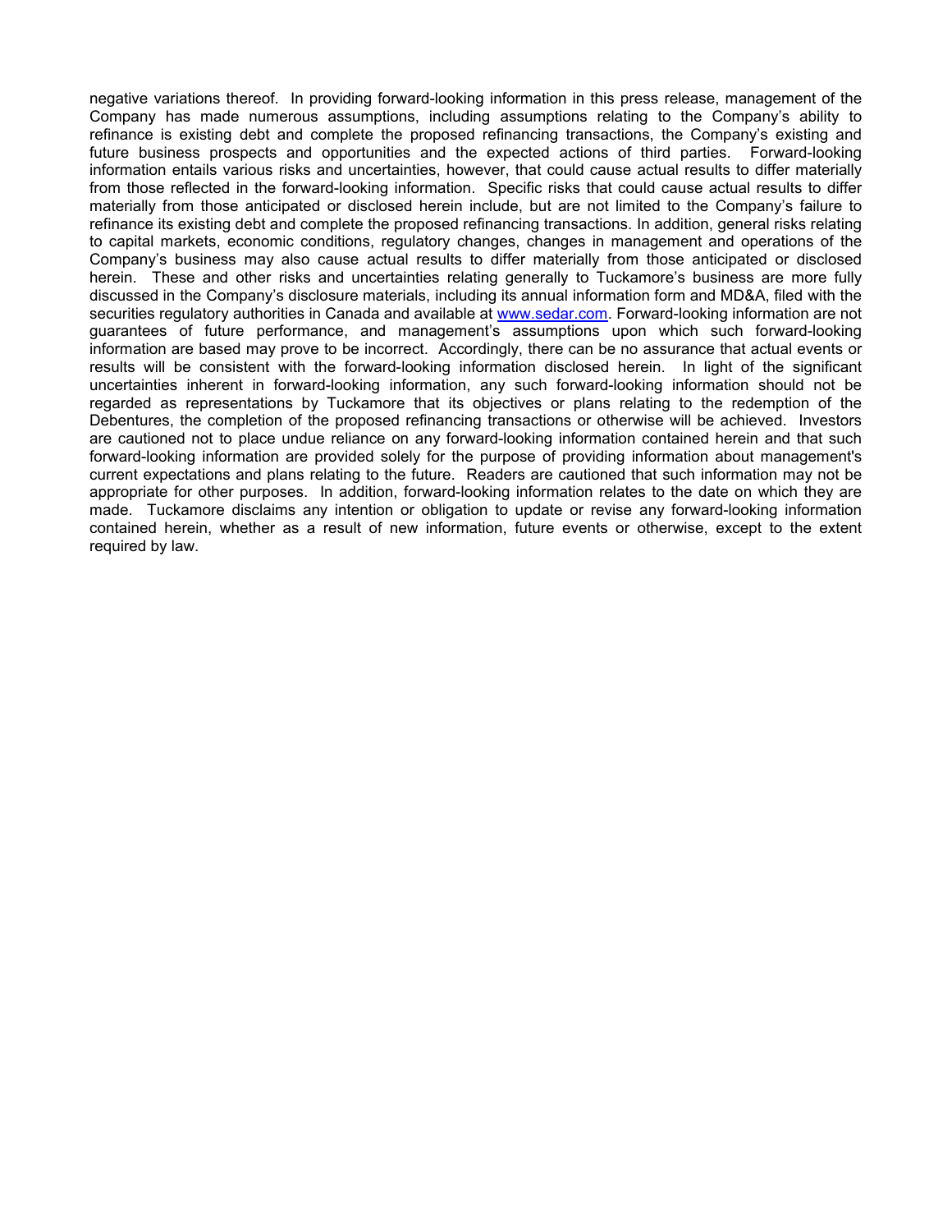negative variations thereof. In providing forward-looking information in this press release, management of the Company has made numerous assumptions, including assumptions relating to the Company's ability to refinance is existing debt and complete the proposed refinancing transactions, the Company's existing and future business prospects and opportunities and the expected actions of third parties. Forward-looking information entails various risks and uncertainties, however, that could cause actual results to differ materially from those reflected in the forward-looking information. Specific risks that could cause actual results to differ materially from those anticipated or disclosed herein include, but are not limited to the Company's failure to refinance its existing debt and complete the proposed refinancing transactions. In addition, general risks relating to capital markets, economic conditions, regulatory changes, changes in management and operations of the Company's business may also cause actual results to differ materially from those anticipated or disclosed herein. These and other risks and uncertainties relating generally to Tuckamore's business are more fully discussed in the Company's disclosure materials, including its annual information form and MD&A, filed with the securities regulatory authorities in Canada and available at [www.sedar.com](http://www.sedar.com). Forward-looking information are not guarantees of future performance, and management's assumptions upon which such forward-looking information are based may prove to be incorrect. Accordingly, there can be no assurance that actual events or results will be consistent with the forward-looking information disclosed herein. In light of the significant uncertainties inherent in forward-looking information, any such forward-looking information should not be regarded as representations by Tuckamore that its objectives or plans relating to the redemption of the Debentures, the completion of the proposed refinancing transactions or otherwise will be achieved. Investors are cautioned not to place undue reliance on any forward-looking information contained herein and that such forward-looking information are provided solely for the purpose of providing information about management's current expectations and plans relating to the future. Readers are cautioned that such information may not be appropriate for other purposes. In addition, forward-looking information relates to the date on which they are made. Tuckamore disclaims any intention or obligation to update or revise any forward-looking information contained herein, whether as a result of new information, future events or otherwise, except to the extent required by law.